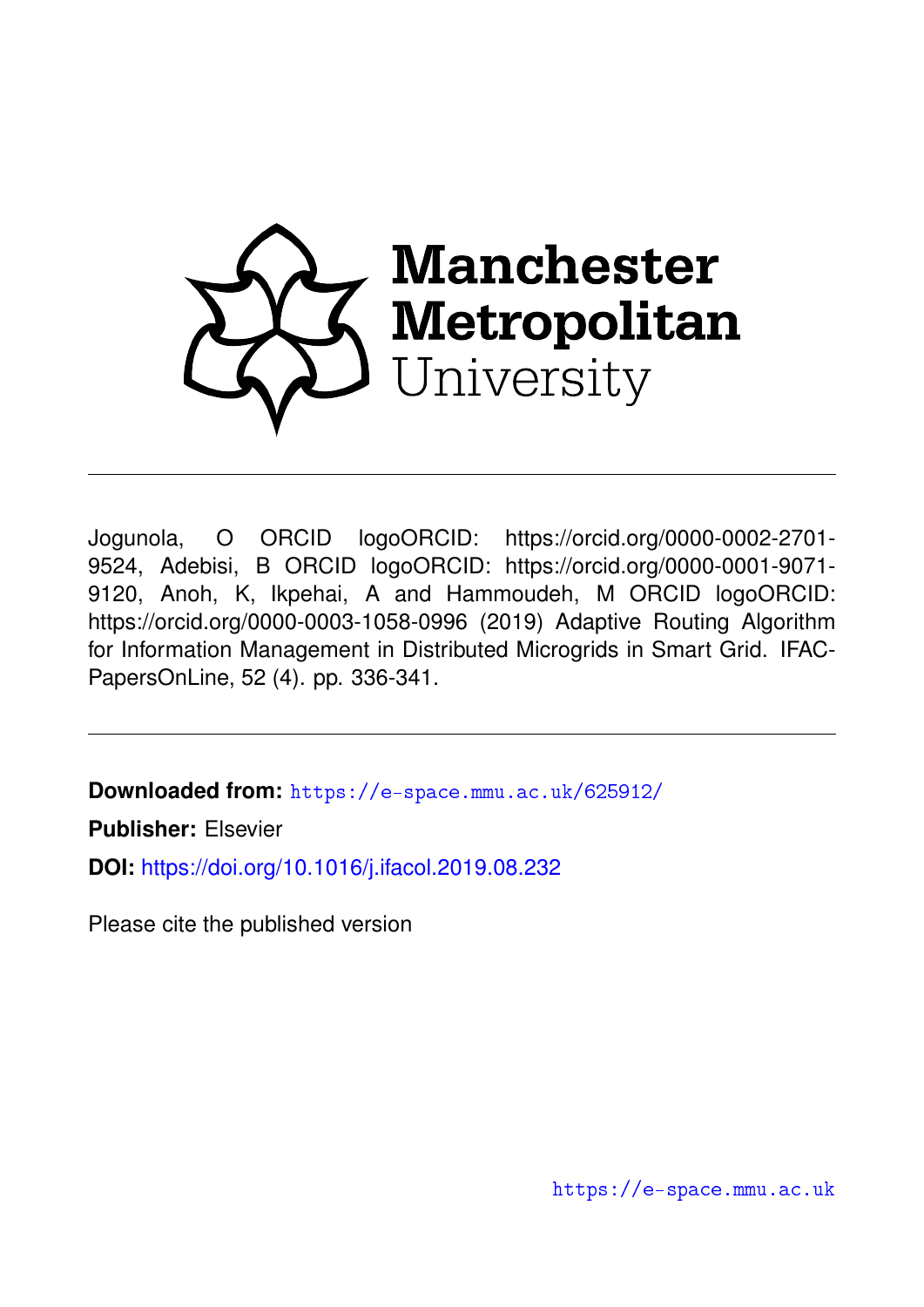Manchester Metropolitan University

---

Jogunola, O ORCID logoORCID: https://orcid.org/0000-0002-2701-9524, Adebisi, B ORCID logoORCID: https://orcid.org/0000-0001-9071-9120, Anoh, K, Ikpehai, A and Hammoudeh, M ORCID logoORCID: https://orcid.org/0000-0003-1058-0996 (2019) Adaptive Routing Algorithm for Information Management in Distributed Microgrids in Smart Grid. IFAC-PapersOnLine, 52 (4). pp. 336-341.

---

**Downloaded from:** https://e-space.mmu.ac.uk/625912/

**Publisher:** Elsevier

**DOI:** https://doi.org/10.1016/j.ifacol.2019.08.232

Please cite the published version

https://e-space.mmu.ac.uk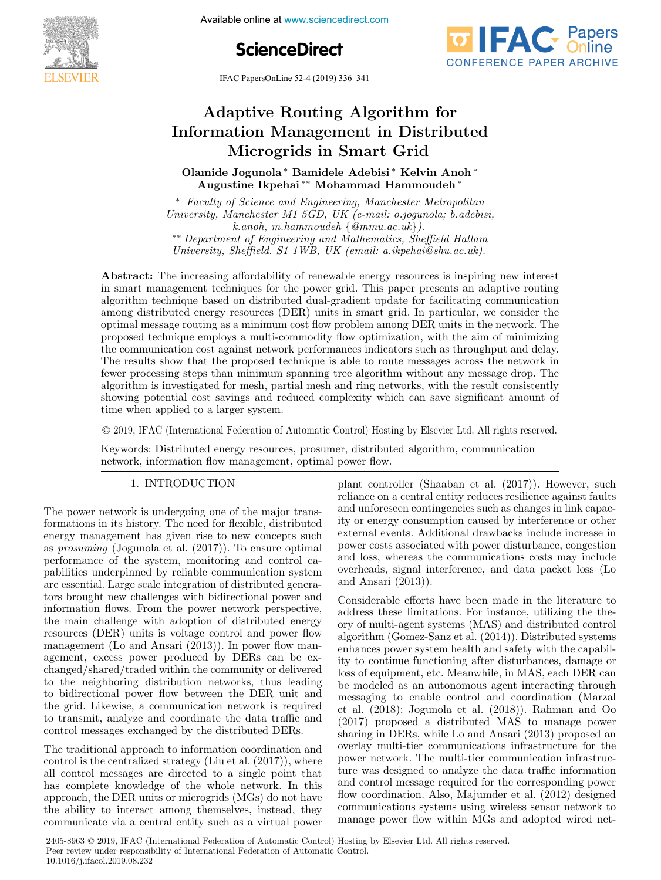# Adaptive Routing Algorithm for Information Management in Distributed Microgrids in Smart Grid

**Olamide Jogunola** * **Bamidele Adebisi** * **Kelvin Anoh** * **Augustine Ikpehai** ** **Mohammad Hammoudeh** *

\* *Faculty of Science and Engineering, Manchester Metropolitan University, Manchester M1 5GD, UK (e-mail: o.jogunola; b.adebisi, k.anoh, m.hammoudeh {@mmu.ac.uk}).*

\*\* *Department of Engineering and Mathematics, Sheffield Hallam University, Sheffield. S1 1WB, UK (email: a.ikpehai@shu.ac.uk).*

**Abstract:** The increasing affordability of renewable energy resources is inspiring new interest in smart management techniques for the power grid. This paper presents an adaptive routing algorithm technique based on distributed dual-gradient update for facilitating communication among distributed energy resources (DER) units in smart grid. In particular, we consider the optimal message routing as a minimum cost flow problem among DER units in the network. The proposed technique employs a multi-commodity flow optimization, with the aim of minimizing the communication cost against network performances indicators such as throughput and delay. The results show that the proposed technique is able to route messages across the network in fewer processing steps than minimum spanning tree algorithm without any message drop. The algorithm is investigated for mesh, partial mesh and ring networks, with the result consistently showing potential cost savings and reduced complexity which can save significant amount of time when applied to a larger system.

© 2019, IFAC (International Federation of Automatic Control) Hosting by Elsevier Ltd. All rights reserved.

Keywords: Distributed energy resources, prosumer, distributed algorithm, communication network, information flow management, optimal power flow.

## 1. INTRODUCTION

The power network is undergoing one of the major transformations in its history. The need for flexible, distributed energy management has given rise to new concepts such as *prosuming* (Jogunola et al. (2017)). To ensure optimal performance of the system, monitoring and control capabilities underpinned by reliable communication system are essential. Large scale integration of distributed generators brought new challenges with bidirectional power and information flows. From the power network perspective, the main challenge with adoption of distributed energy resources (DER) units is voltage control and power flow management (Lo and Ansari (2013)). In power flow management, excess power produced by DERs can be exchanged/shared/traded within the community or delivered to the neighboring distribution networks, thus leading to bidirectional power flow between the DER unit and the grid. Likewise, a communication network is required to transmit, analyze and coordinate the data traffic and control messages exchanged by the distributed DERs.

The traditional approach to information coordination and control is the centralized strategy (Liu et al. (2017)), where all control messages are directed to a single point that has complete knowledge of the whole network. In this approach, the DER units or microgrids (MGs) do not have the ability to interact among themselves, instead, they communicate via a central entity such as a virtual power plant controller (Shaaban et al. (2017)). However, such reliance on a central entity reduces resilience against faults and unforeseen contingencies such as changes in link capacity or energy consumption caused by interference or other external events. Additional drawbacks include increase in power costs associated with power disturbance, congestion and loss, whereas the communications costs may include overheads, signal interference, and data packet loss (Lo and Ansari (2013)).

Considerable efforts have been made in the literature to address these limitations. For instance, utilizing the theory of multi-agent systems (MAS) and distributed control algorithm (Gomez-Sanz et al. (2014)). Distributed systems enhances power system health and safety with the capability to continue functioning after disturbances, damage or loss of equipment, etc. Meanwhile, in MAS, each DER can be modeled as an autonomous agent interacting through messaging to enable control and coordination (Marzal et al. (2018); Jogunola et al. (2018)). Rahman and Oo (2017) proposed a distributed MAS to manage power sharing in DERs, while Lo and Ansari (2013) proposed an overlay multi-tier communications infrastructure for the power network. The multi-tier communication infrastructure was designed to analyze the data traffic information and control message required for the corresponding power flow coordination. Also, Majumder et al. (2012) designed communications systems using wireless sensor network to manage power flow within MGs and adopted wired net-

2405-8963 © 2019, IFAC (International Federation of Automatic Control) Hosting by Elsevier Ltd. All rights reserved.
Peer review under responsibility of International Federation of Automatic Control.
10.1016/j.ifacol.2019.08.232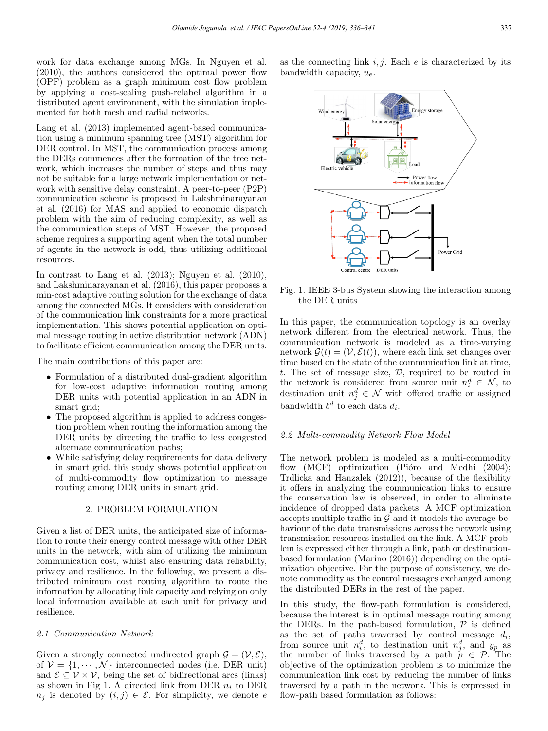work for data exchange among MGs. In Nguyen et al. (2010), the authors considered the optimal power flow (OPF) problem as a graph minimum cost flow problem by applying a cost-scaling push-relabel algorithm in a distributed agent environment, with the simulation implemented for both mesh and radial networks.

Lang et al. (2013) implemented agent-based communication using a minimum spanning tree (MST) algorithm for DER control. In MST, the communication process among the DERs commences after the formation of the tree network, which increases the number of steps and thus may not be suitable for a large network implementation or network with sensitive delay constraint. A peer-to-peer (P2P) communication scheme is proposed in Lakshminarayanan et al. (2016) for MAS and applied to economic dispatch problem with the aim of reducing complexity, as well as the communication steps of MST. However, the proposed scheme requires a supporting agent when the total number of agents in the network is odd, thus utilizing additional resources.

In contrast to Lang et al. (2013); Nguyen et al. (2010), and Lakshminarayanan et al. (2016), this paper proposes a min-cost adaptive routing solution for the exchange of data among the connected MGs. It considers with consideration of the communication link constraints for a more practical implementation. This shows potential application on optimal message routing in active distribution network (ADN) to facilitate efficient communication among the DER units.

The main contributions of this paper are:

- Formulation of a distributed dual-gradient algorithm for low-cost adaptive information routing among DER units with potential application in an ADN in smart grid;
- The proposed algorithm is applied to address congestion problem when routing the information among the DER units by directing the traffic to less congested alternate communication paths;
- While satisfying delay requirements for data delivery in smart grid, this study shows potential application of multi-commodity flow optimization to message routing among DER units in smart grid.

## 2. PROBLEM FORMULATION

Given a list of DER units, the anticipated size of information to route their energy control message with other DER units in the network, with aim of utilizing the minimum communication cost, whilst also ensuring data reliability, privacy and resilience. In the following, we present a distributed minimum cost routing algorithm to route the information by allocating link capacity and relying on only local information available at each unit for privacy and resilience.

### *2.1 Communication Network*

Given a strongly connected undirected graph $\mathcal{G} = (\mathcal{V}, \mathcal{E})$, of $\mathcal{V} = \{1, \cdots, \mathcal{N}\}$ interconnected nodes (i.e. DER unit) and $\mathcal{E} \subseteq \mathcal{V} \times \mathcal{V}$, being the set of bidirectional arcs (links) as shown in Fig 1. A directed link from DER $n_i$ to DER $n_j$ is denoted by $(i, j) \in \mathcal{E}$. For simplicity, we denote $e$ as the connecting link $i, j$. Each $e$ is characterized by its bandwidth capacity, $u_e$.

Fig. 1. IEEE 3-bus System showing the interaction among the DER units

In this paper, the communication topology is an overlay network different from the electrical network. Thus, the communication network is modeled as a time-varying network $\mathcal{G}(t) = (\mathcal{V}, \mathcal{E}(t))$, where each link set changes over time based on the state of the communication link at time, $t$. The set of message size, $\mathcal{D}$, required to be routed in the network is considered from source unit $n_i^d \in \mathcal{N}$, to destination unit $n_j^d \in \mathcal{N}$ with offered traffic or assigned bandwidth $b^d$ to each data $d_i$.

### *2.2 Multi-commodity Network Flow Model*

The network problem is modeled as a multi-commodity flow (MCF) optimization (Pióro and Medhi (2004); Trdlicka and Hanzalek (2012)), because of the flexibility it offers in analyzing the communication links to ensure the conservation law is observed, in order to eliminate incidence of dropped data packets. A MCF optimization accepts multiple traffic in $\mathcal{G}$ and it models the average behaviour of the data transmissions across the network using transmission resources installed on the link. A MCF problem is expressed either through a link, path or destination-based formulation (Marino (2016)) depending on the optimization objective. For the purpose of consistency, we denote commodity as the control messages exchanged among the distributed DERs in the rest of the paper.

In this study, the flow-path formulation is considered, because the interest is in optimal message routing among the DERs. In the path-based formulation, $\mathcal{P}$ is defined as the set of paths traversed by control message $d_i$, from source unit $n_i^d$, to destination unit $n_j^d$, and $y_p$ as the number of links traversed by a path $p \in \mathcal{P}$. The objective of the optimization problem is to minimize the communication link cost by reducing the number of links traversed by a path in the network. This is expressed in flow-path based formulation as follows: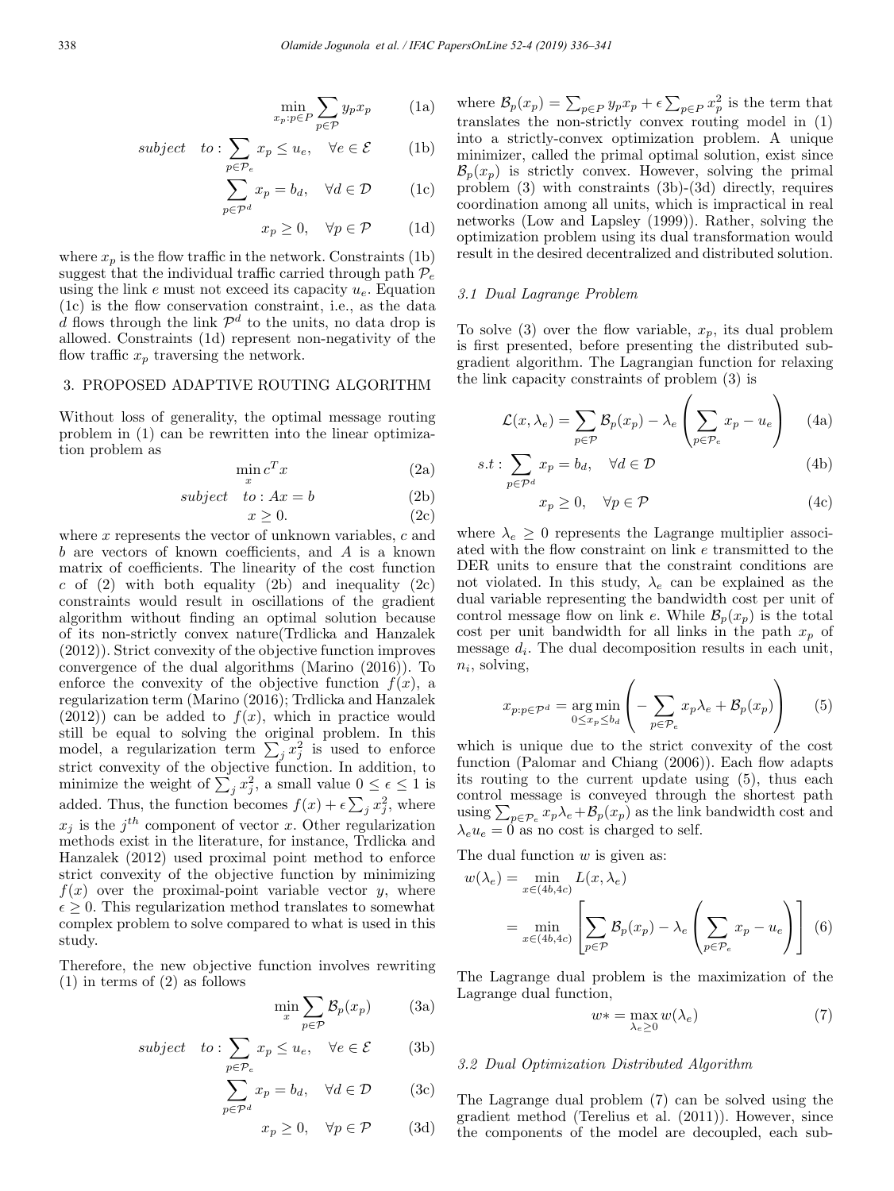$$\min_{x_p : p \in P} \sum_{p \in \mathcal{P}} y_p x_p \tag{1a}$$

$$subject \quad to : \sum_{p \in \mathcal{P}_e} x_p \leq u_e, \quad \forall e \in \mathcal{E} \tag{1b}$$

$$\sum_{p \in \mathcal{P}^d} x_p = b_d, \quad \forall d \in \mathcal{D} \tag{1c}$$

$$x_p \geq 0, \quad \forall p \in \mathcal{P} \tag{1d}$$

where $x_p$ is the flow traffic in the network. Constraints (1b) suggest that the individual traffic carried through path $\mathcal{P}_e$ using the link $e$ must not exceed its capacity $u_e$. Equation (1c) is the flow conservation constraint, i.e., as the data $d$ flows through the link $\mathcal{P}^d$ to the units, no data drop is allowed. Constraints (1d) represent non-negativity of the flow traffic $x_p$ traversing the network.

## 3. PROPOSED ADAPTIVE ROUTING ALGORITHM

Without loss of generality, the optimal message routing problem in (1) can be rewritten into the linear optimization problem as

$$\min_x c^T x \tag{2a}$$

$$subject \quad to : Ax = b \tag{2b}$$

$$x \geq 0. \tag{2c}$$

where $x$ represents the vector of unknown variables, $c$ and $b$ are vectors of known coefficients, and $A$ is a known matrix of coefficients. The linearity of the cost function $c$ of (2) with both equality (2b) and inequality (2c) constraints would result in oscillations of the gradient algorithm without finding an optimal solution because of its non-strictly convex nature(Trdlicka and Hanzalek (2012)). Strict convexity of the objective function improves convergence of the dual algorithms (Marino (2016)). To enforce the convexity of the objective function $f(x)$, a regularization term (Marino (2016); Trdlicka and Hanzalek (2012)) can be added to $f(x)$, which in practice would still be equal to solving the original problem. In this model, a regularization term $\sum_j x_j^2$ is used to enforce strict convexity of the objective function. In addition, to minimize the weight of $\sum_j x_j^2$, a small value $0 \leq \epsilon \leq 1$ is added. Thus, the function becomes $f(x) + \epsilon \sum_j x_j^2$, where $x_j$ is the $j^{th}$ component of vector $x$. Other regularization methods exist in the literature, for instance, Trdlicka and Hanzalek (2012) used proximal point method to enforce strict convexity of the objective function by minimizing $f(x)$ over the proximal-point variable vector $y$, where $\epsilon \geq 0$. This regularization method translates to somewhat complex problem to solve compared to what is used in this study.

Therefore, the new objective function involves rewriting (1) in terms of (2) as follows

$$\min_x \sum_{p \in \mathcal{P}} \mathcal{B}_p(x_p) \tag{3a}$$

$$subject \quad to : \sum_{p \in \mathcal{P}_e} x_p \leq u_e, \quad \forall e \in \mathcal{E} \tag{3b}$$

$$\sum_{p \in \mathcal{P}^d} x_p = b_d, \quad \forall d \in \mathcal{D} \tag{3c}$$

$$x_p \geq 0, \quad \forall p \in \mathcal{P} \tag{3d}$$

where $\mathcal{B}_p(x_p) = \sum_{p \in P} y_p x_p + \epsilon \sum_{p \in P} x_p^2$ is the term that translates the non-strictly convex routing model in (1) into a strictly-convex optimization problem. A unique minimizer, called the primal optimal solution, exist since $\mathcal{B}_p(x_p)$ is strictly convex. However, solving the primal problem (3) with constraints (3b)-(3d) directly, requires coordination among all units, which is impractical in real networks (Low and Lapsley (1999)). Rather, solving the optimization problem using its dual transformation would result in the desired decentralized and distributed solution.

### 3.1 Dual Lagrange Problem

To solve (3) over the flow variable, $x_p$, its dual problem is first presented, before presenting the distributed subgradient algorithm. The Lagrangian function for relaxing the link capacity constraints of problem (3) is

$$\mathcal{L}(x, \lambda_e) = \sum_{p \in \mathcal{P}} \mathcal{B}_p(x_p) - \lambda_e \left( \sum_{p \in \mathcal{P}_e} x_p - u_e \right) \tag{4a}$$

$$s.t : \sum_{p \in \mathcal{P}^d} x_p = b_d, \quad \forall d \in \mathcal{D} \tag{4b}$$

$$x_p \geq 0, \quad \forall p \in \mathcal{P} \tag{4c}$$

where $\lambda_e \geq 0$ represents the Lagrange multiplier associated with the flow constraint on link $e$ transmitted to the DER units to ensure that the constraint conditions are not violated. In this study, $\lambda_e$ can be explained as the dual variable representing the bandwidth cost per unit of control message flow on link $e$. While $\mathcal{B}_p(x_p)$ is the total cost per unit bandwidth for all links in the path $x_p$ of message $d_i$. The dual decomposition results in each unit, $n_i$, solving,

$$x_{p:p \in \mathcal{P}^d} = \underset{0 \leq x_p \leq b_d}{\arg\min} \left( - \sum_{p \in \mathcal{P}_e} x_p \lambda_e + \mathcal{B}_p(x_p) \right) \tag{5}$$

which is unique due to the strict convexity of the cost function (Palomar and Chiang (2006)). Each flow adapts its routing to the current update using (5), thus each control message is conveyed through the shortest path using $\sum_{p \in \mathcal{P}_e} x_p \lambda_e + \mathcal{B}_p(x_p)$ as the link bandwidth cost and $\lambda_e u_e = 0$ as no cost is charged to self.

The dual function $w$ is given as:

$$\begin{aligned} w(\lambda_e) &= \min_{x \in (4b, 4c)} L(x, \lambda_e) \\ &= \min_{x \in (4b, 4c)} \left[ \sum_{p \in \mathcal{P}} \mathcal{B}_p(x_p) - \lambda_e \left( \sum_{p \in \mathcal{P}_e} x_p - u_e \right) \right] \end{aligned} \tag{6}$$

The Lagrange dual problem is the maximization of the Lagrange dual function,

$$w* = \max_{\lambda_e \geq 0} w(\lambda_e) \tag{7}$$

### 3.2 Dual Optimization Distributed Algorithm

The Lagrange dual problem (7) can be solved using the gradient method (Terelius et al. (2011)). However, since the components of the model are decoupled, each sub-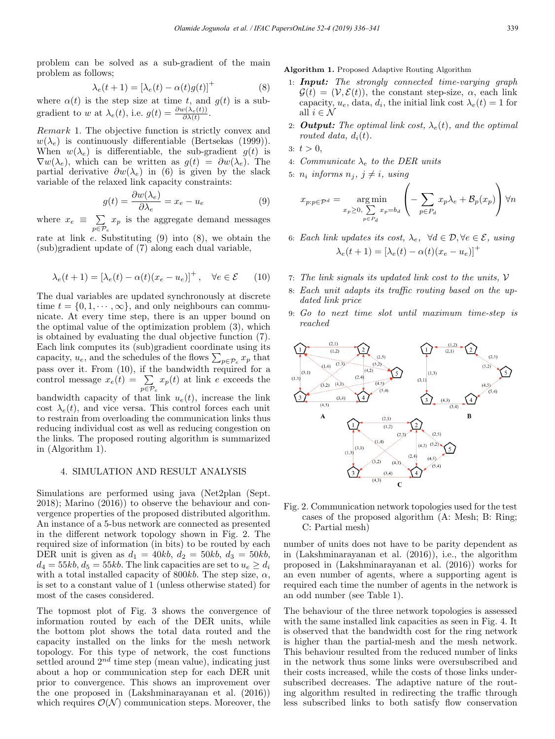problem can be solved as a sub-gradient of the main problem as follows;

$$\lambda_e(t+1) = [\lambda_e(t) - \alpha(t)g(t)]^+ \tag{8}$$

where $\alpha(t)$ is the step size at time $t$, and $g(t)$ is a sub-gradient to $w$ at $\lambda_e(t)$, i.e. $g(t) = \frac{\partial w(\lambda_e(t))}{\partial \lambda(t)}$.

*Remark* 1. The objective function is strictly convex and $w(\lambda_e)$ is continuously differentiable (Bertsekas (1999)). When $w(\lambda_e)$ is differentiable, the sub-gradient $g(t)$ is $\nabla w(\lambda_e)$, which can be written as $g(t) = \partial w(\lambda_e)$. The partial derivative $\partial w(\lambda_e)$ in (6) is given by the slack variable of the relaxed link capacity constraints:

$$g(t) = \frac{\partial w(\lambda_e)}{\partial \lambda_e} = x_e - u_e \tag{9}$$

where $x_e \equiv \sum_{p \in \mathcal{P}_e} x_p$ is the aggregate demand messages rate at link $e$. Substituting (9) into (8), we obtain the (sub)gradient update of (7) along each dual variable,

$$\lambda_e(t+1) = [\lambda_e(t) - \alpha(t)(x_e - u_e)]^+, \quad \forall e \in \mathcal{E} \tag{10}$$

The dual variables are updated synchronously at discrete time $t = \{0, 1, \cdots, \infty\}$, and only neighbours can communicate. At every time step, there is an upper bound on the optimal value of the optimization problem (3), which is obtained by evaluating the dual objective function (7). Each link computes its (sub)gradient coordinate using its capacity, $u_e$, and the schedules of the flows $\sum_{p \in \mathcal{P}_e} x_p$ that pass over it. From (10), if the bandwidth required for a control message $x_e(t) = \sum_{p \in \mathcal{P}_e} x_p(t)$ at link $e$ exceeds the bandwidth capacity of that link $u_e(t)$, increase the link cost $\lambda_e(t)$, and vice versa. This control forces each unit to restrain from overloading the communication links thus reducing individual cost as well as reducing congestion on the links. The proposed routing algorithm is summarized in (Algorithm 1).

**Algorithm 1.** Proposed Adaptive Routing Algorithm

1: ***Input:*** *The strongly connected time-varying graph* $\mathcal{G}(t) = (\mathcal{V}, \mathcal{E}(t))$, the constant step-size, $\alpha$, each link capacity, $u_e$, data, $d_i$, the initial link cost $\lambda_e(t) = 1$ for all $i \in \mathcal{N}$

2: ***Output:*** *The optimal link cost,* $\lambda_e(t)$, *and the optimal routed data,* $d_i(t)$.

3: $t > 0$,

4: *Communicate* $\lambda_e$ *to the DER units*

5: $n_i$ *informs* $n_j$, $j \neq i$, *using*

$$x_{p:p \in \mathcal{P}^d} = \underset{x_p \geq 0, \sum_{p \in P_d} x_p = b_d}{\arg\min} \left( -\sum_{p \in P_d} x_p \lambda_e + \mathcal{B}_p(x_p) \right) \forall n$$

6: *Each link updates its cost,* $\lambda_e$, $\forall d \in \mathcal{D}, \forall e \in \mathcal{E}$, *using*

$$\lambda_e(t+1) = [\lambda_e(t) - \alpha(t)(x_e - u_e)]^+$$

7: *The link signals its updated link cost to the units,* $\mathcal{V}$

8: *Each unit adapts its traffic routing based on the updated link price*

9: *Go to next time slot until maximum time-step is reached*

Fig. 2. Communication network topologies used for the test cases of the proposed algorithm (A: Mesh; B: Ring; C: Partial mesh)

## 4. SIMULATION AND RESULT ANALYSIS

Simulations are performed using java (Net2plan (Sept. 2018); Marino (2016)) to observe the behaviour and convergence properties of the proposed distributed algorithm. An instance of a 5-bus network are connected as presented in the different network topology shown in Fig. 2. The required size of information (in bits) to be routed by each DER unit is given as $d_1 = 40kb$, $d_2 = 50kb$, $d_3 = 50kb$, $d_4 = 55kb$, $d_5 = 55kb$. The link capacities are set to $u_e \geq d_i$ with a total installed capacity of $800kb$. The step size, $\alpha$, is set to a constant value of 1 (unless otherwise stated) for most of the cases considered.

The topmost plot of Fig. 3 shows the convergence of information routed by each of the DER units, while the bottom plot shows the total data routed and the capacity installed on the links for the mesh network topology. For this type of network, the cost functions settled around $2^{nd}$ time step (mean value), indicating just about a hop or communication step for each DER unit prior to convergence. This shows an improvement over the one proposed in (Lakshminarayanan et al. (2016)) which requires $\mathcal{O}(\mathcal{N})$ communication steps. Moreover, the number of units does not have to be parity dependent as in (Lakshminarayanan et al. (2016)), i.e., the algorithm proposed in (Lakshminarayanan et al. (2016)) works for an even number of agents, where a supporting agent is required each time the number of agents in the network is an odd number (see Table 1).

The behaviour of the three network topologies is assessed with the same installed link capacities as seen in Fig. 4. It is observed that the bandwidth cost for the ring network is higher than the partial-mesh and the mesh network. This behaviour resulted from the reduced number of links in the network thus some links were oversubscribed and their costs increased, while the costs of those links undersubscribed decreases. The adaptive nature of the routing algorithm resulted in redirecting the traffic through less subscribed links to both satisfy flow conservation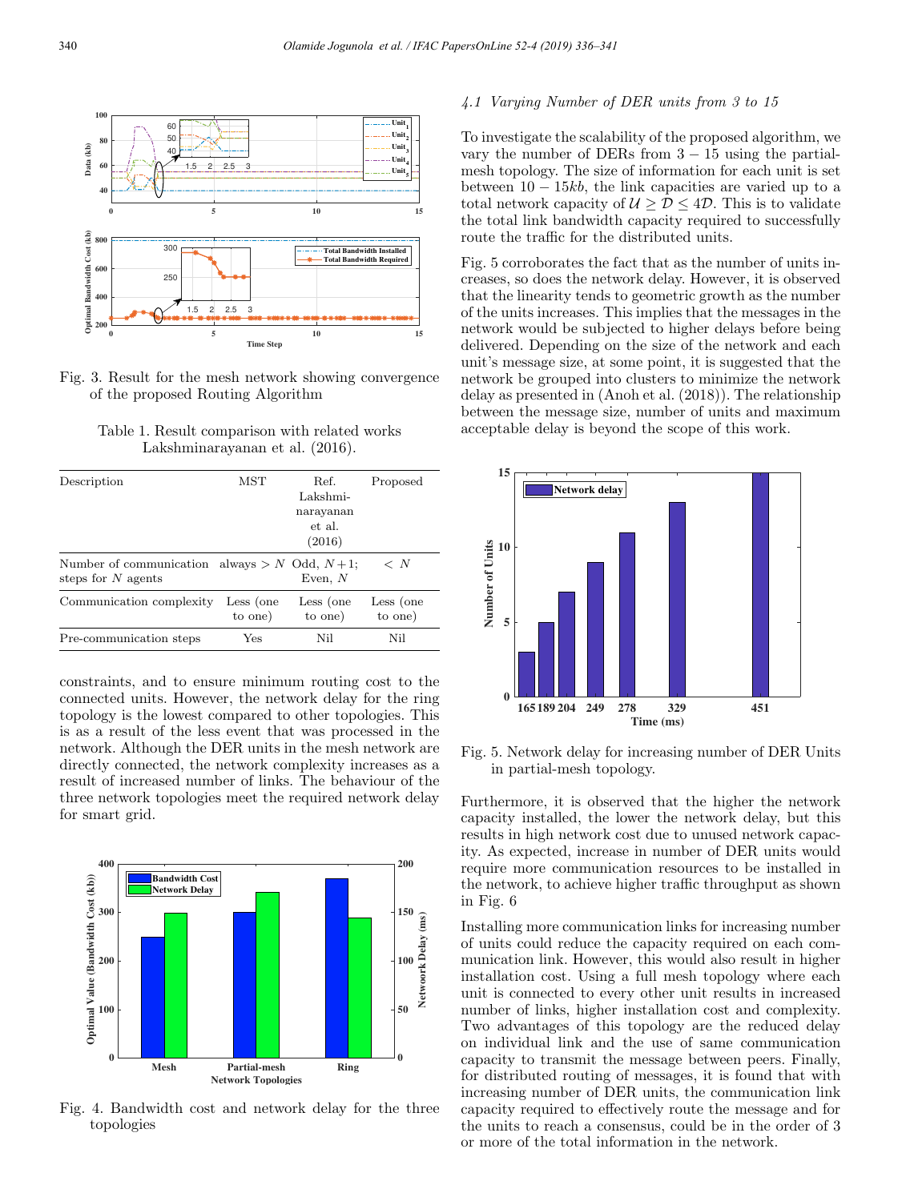Fig. 3. Result for the mesh network showing convergence of the proposed Routing Algorithm

Table 1. Result comparison with related works Lakshminarayanan et al. (2016).

| Description | MST | Ref. Lakshminarayanan et al. (2016) | Proposed |
|---|---|---|---|
| Number of communication steps for $N$ agents | always $> N$ | Odd, $N+1$; Even, $N$ | $< N$ |
| Communication complexity | Less (one to one) | Less (one to one) | Less (one to one) |
| Pre-communication steps | Yes | Nil | Nil |

constraints, and to ensure minimum routing cost to the connected units. However, the network delay for the ring topology is the lowest compared to other topologies. This is as a result of the less event that was processed in the network. Although the DER units in the mesh network are directly connected, the network complexity increases as a result of increased number of links. The behaviour of the three network topologies meet the required network delay for smart grid.

Fig. 4. Bandwidth cost and network delay for the three topologies

### 4.1 Varying Number of DER units from 3 to 15

To investigate the scalability of the proposed algorithm, we vary the number of DERs from $3 - 15$ using the partial-mesh topology. The size of information for each unit is set between $10 - 15kb$, the link capacities are varied up to a total network capacity of $\mathcal{U} \geq \mathcal{D} \leq 4\mathcal{D}$. This is to validate the total link bandwidth capacity required to successfully route the traffic for the distributed units.

Fig. 5 corroborates the fact that as the number of units increases, so does the network delay. However, it is observed that the linearity tends to geometric growth as the number of the units increases. This implies that the messages in the network would be subjected to higher delays before being delivered. Depending on the size of the network and each unit's message size, at some point, it is suggested that the network be grouped into clusters to minimize the network delay as presented in (Anoh et al. (2018)). The relationship between the message size, number of units and maximum acceptable delay is beyond the scope of this work.

Fig. 5. Network delay for increasing number of DER Units in partial-mesh topology.

Furthermore, it is observed that the higher the network capacity installed, the lower the network delay, but this results in high network cost due to unused network capacity. As expected, increase in number of DER units would require more communication resources to be installed in the network, to achieve higher traffic throughput as shown in Fig. 6

Installing more communication links for increasing number of units could reduce the capacity required on each communication link. However, this would also result in higher installation cost. Using a full mesh topology where each unit is connected to every other unit results in increased number of links, higher installation cost and complexity. Two advantages of this topology are the reduced delay on individual link and the use of same communication capacity to transmit the message between peers. Finally, for distributed routing of messages, it is found that with increasing number of DER units, the communication link capacity required to effectively route the message and for the units to reach a consensus, could be in the order of 3 or more of the total information in the network.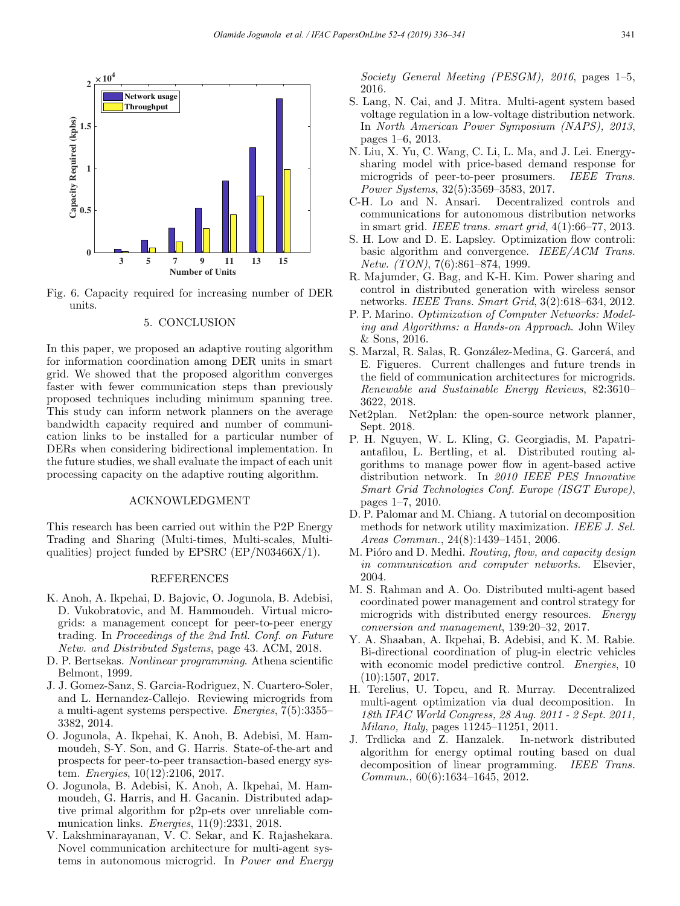$\times 10^4$

2

1.5

1

0.5

0

Capacity Required (kpbs)

Network usage

Throughput

3 5 7 9 11 13 15

Number of Units

Fig. 6. Capacity required for increasing number of DER units.

## 5. CONCLUSION

In this paper, we proposed an adaptive routing algorithm for information coordination among DER units in smart grid. We showed that the proposed algorithm converges faster with fewer communication steps than previously proposed techniques including minimum spanning tree. This study can inform network planners on the average bandwidth capacity required and number of communication links to be installed for a particular number of DERs when considering bidirectional implementation. In the future studies, we shall evaluate the impact of each unit processing capacity on the adaptive routing algorithm.

## ACKNOWLEDGMENT

This research has been carried out within the P2P Energy Trading and Sharing (Multi-times, Multi-scales, Multi-qualities) project funded by EPSRC (EP/N03466X/1).

## REFERENCES

K. Anoh, A. Ikpehai, D. Bajovic, O. Jogunola, B. Adebisi, D. Vukobratovic, and M. Hammoudeh. Virtual microgrids: a management concept for peer-to-peer energy trading. In *Proceedings of the 2nd Intl. Conf. on Future Netw. and Distributed Systems*, page 43. ACM, 2018.

D. P. Bertsekas. *Nonlinear programming*. Athena scientific Belmont, 1999.

J. J. Gomez-Sanz, S. Garcia-Rodriguez, N. Cuartero-Soler, and L. Hernandez-Callejo. Reviewing microgrids from a multi-agent systems perspective. *Energies*, 7(5):3355–3382, 2014.

O. Jogunola, A. Ikpehai, K. Anoh, B. Adebisi, M. Hammoudeh, S-Y. Son, and G. Harris. State-of-the-art and prospects for peer-to-peer transaction-based energy system. *Energies*, 10(12):2106, 2017.

O. Jogunola, B. Adebisi, K. Anoh, A. Ikpehai, M. Hammoudeh, G. Harris, and H. Gacanin. Distributed adaptive primal algorithm for p2p-ets over unreliable communication links. *Energies*, 11(9):2331, 2018.

V. Lakshminarayanan, V. C. Sekar, and K. Rajashekara. Novel communication architecture for multi-agent systems in autonomous microgrid. In *Power and Energy Society General Meeting (PESGM), 2016*, pages 1–5, 2016.

S. Lang, N. Cai, and J. Mitra. Multi-agent system based voltage regulation in a low-voltage distribution network. In *North American Power Symposium (NAPS), 2013*, pages 1–6, 2013.

N. Liu, X. Yu, C. Wang, C. Li, L. Ma, and J. Lei. Energy-sharing model with price-based demand response for microgrids of peer-to-peer prosumers. *IEEE Trans. Power Systems*, 32(5):3569–3583, 2017.

C-H. Lo and N. Ansari. Decentralized controls and communications for autonomous distribution networks in smart grid. *IEEE trans. smart grid*, 4(1):66–77, 2013.

S. H. Low and D. E. Lapsley. Optimization flow controlі: basic algorithm and convergence. *IEEE/ACM Trans. Netw. (TON)*, 7(6):861–874, 1999.

R. Majumder, G. Bag, and K-H. Kim. Power sharing and control in distributed generation with wireless sensor networks. *IEEE Trans. Smart Grid*, 3(2):618–634, 2012.

P. P. Marino. *Optimization of Computer Networks: Modeling and Algorithms: a Hands-on Approach*. John Wiley & Sons, 2016.

S. Marzal, R. Salas, R. González-Medina, G. Garcerá, and E. Figueres. Current challenges and future trends in the field of communication architectures for microgrids. *Renewable and Sustainable Energy Reviews*, 82:3610–3622, 2018.

Net2plan. Net2plan: the open-source network planner, Sept. 2018.

P. H. Nguyen, W. L. Kling, G. Georgiadis, M. Papatriantafilou, L. Bertling, et al. Distributed routing algorithms to manage power flow in agent-based active distribution network. In *2010 IEEE PES Innovative Smart Grid Technologies Conf. Europe (ISGT Europe)*, pages 1–7, 2010.

D. P. Palomar and M. Chiang. A tutorial on decomposition methods for network utility maximization. *IEEE J. Sel. Areas Commun.*, 24(8):1439–1451, 2006.

M. Pióro and D. Medhi. *Routing, flow, and capacity design in communication and computer networks*. Elsevier, 2004.

M. S. Rahman and A. Oo. Distributed multi-agent based coordinated power management and control strategy for microgrids with distributed energy resources. *Energy conversion and management*, 139:20–32, 2017.

Y. A. Shaaban, A. Ikpehai, B. Adebisi, and K. M. Rabie. Bi-directional coordination of plug-in electric vehicles with economic model predictive control. *Energies*, 10 (10):1507, 2017.

H. Terelius, U. Topcu, and R. Murray. Decentralized multi-agent optimization via dual decomposition. In *18th IFAC World Congress, 28 Aug. 2011 - 2 Sept. 2011, Milano, Italy*, pages 11245–11251, 2011.

J. Trdlicka and Z. Hanzalek. In-network distributed algorithm for energy optimal routing based on dual decomposition of linear programming. *IEEE Trans. Commun.*, 60(6):1634–1645, 2012.